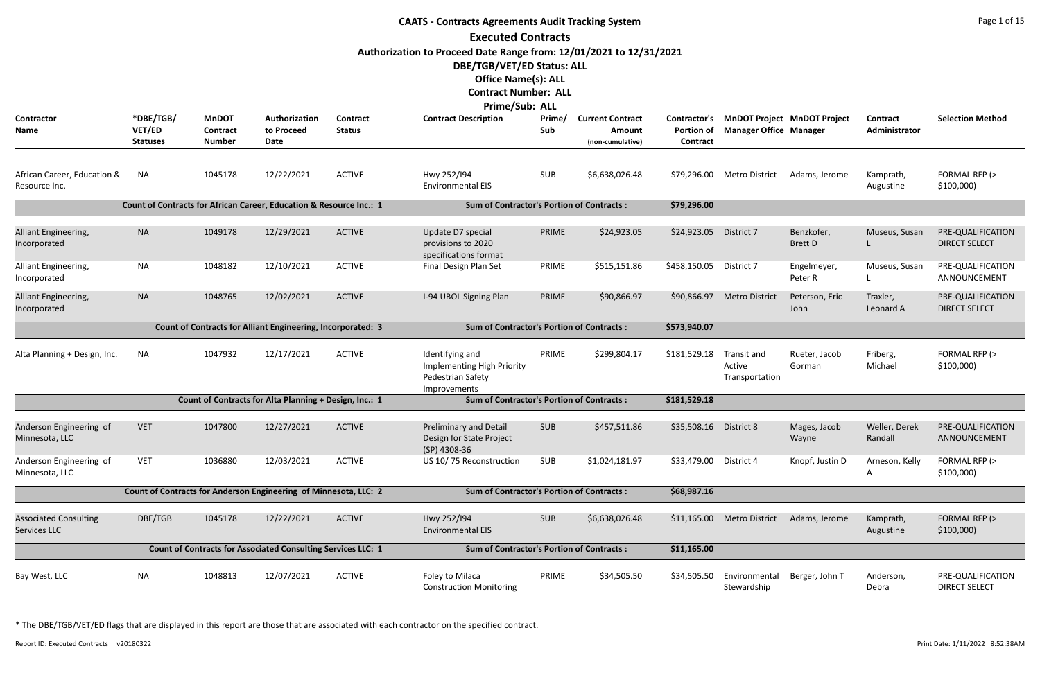# CAATS - Contracts Agreements Audit Tracking System

## Executed Contracts

**Authorization to Proceed Date Range from: 12/01/2021 to 12/31/2021**

**DBE/TGB/VET/ED Status: ALL**

**Office Name(s): ALL**

**Contract Number: ALL**

**Prime/Sub: ALL**

| Contractor Name | *DBE/TGB/ VET/ED Statuses | MnDOT Contract Number | Authorization to Proceed Date | Contract Status | Contract Description | Prime/ Sub | Current Contract Amount (non-cumulative) | Contractor's Portion of Contract | MnDOT Project Manager Office | MnDOT Project Manager | Contract Administrator | Selection Method |
|---|---|---|---|---|---|---|---|---|---|---|---|---|
| African Career, Education & Resource Inc. | NA | 1045178 | 12/22/2021 | ACTIVE | Hwy 252/I94 Environmental EIS | SUB | $6,638,026.48 | $79,296.00 | Metro District | Adams, Jerome | Kamprath, Augustine | FORMAL RFP (> $100,000) |
| | Count of Contracts for African Career, Education & Resource Inc.: 1 | | | | Sum of Contractor's Portion of Contracts : | | | $79,296.00 | | | | |
| Alliant Engineering, Incorporated | NA | 1049178 | 12/29/2021 | ACTIVE | Update D7 special provisions to 2020 specifications format | PRIME | $24,923.05 | $24,923.05 | District 7 | Benzkofer, Brett D | Museus, Susan L | PRE-QUALIFICATION DIRECT SELECT |
| Alliant Engineering, Incorporated | NA | 1048182 | 12/10/2021 | ACTIVE | Final Design Plan Set | PRIME | $515,151.86 | $458,150.05 | District 7 | Engelmeyer, Peter R | Museus, Susan L | PRE-QUALIFICATION ANNOUNCEMENT |
| Alliant Engineering, Incorporated | NA | 1048765 | 12/02/2021 | ACTIVE | I-94 UBOL Signing Plan | PRIME | $90,866.97 | $90,866.97 | Metro District | Peterson, Eric John | Traxler, Leonard A | PRE-QUALIFICATION DIRECT SELECT |
| | Count of Contracts for Alliant Engineering, Incorporated: 3 | | | | Sum of Contractor's Portion of Contracts : | | | $573,940.07 | | | | |
| Alta Planning + Design, Inc. | NA | 1047932 | 12/17/2021 | ACTIVE | Identifying and Implementing High Priority Pedestrian Safety Improvements | PRIME | $299,804.17 | $181,529.18 | Transit and Active Transportation | Rueter, Jacob Gorman | Friberg, Michael | FORMAL RFP (> $100,000) |
| | Count of Contracts for Alta Planning + Design, Inc.: 1 | | | | Sum of Contractor's Portion of Contracts : | | | $181,529.18 | | | | |
| Anderson Engineering of Minnesota, LLC | VET | 1047800 | 12/27/2021 | ACTIVE | Preliminary and Detail Design for State Project (SP) 4308-36 | SUB | $457,511.86 | $35,508.16 | District 8 | Mages, Jacob Wayne | Weller, Derek Randall | PRE-QUALIFICATION ANNOUNCEMENT |
| Anderson Engineering of Minnesota, LLC | VET | 1036880 | 12/03/2021 | ACTIVE | US 10/ 75 Reconstruction | SUB | $1,024,181.97 | $33,479.00 | District 4 | Knopf, Justin D | Arneson, Kelly A | FORMAL RFP (> $100,000) |
| | Count of Contracts for Anderson Engineering of Minnesota, LLC: 2 | | | | Sum of Contractor's Portion of Contracts : | | | $68,987.16 | | | | |
| Associated Consulting Services LLC | DBE/TGB | 1045178 | 12/22/2021 | ACTIVE | Hwy 252/I94 Environmental EIS | SUB | $6,638,026.48 | $11,165.00 | Metro District | Adams, Jerome | Kamprath, Augustine | FORMAL RFP (> $100,000) |
| | Count of Contracts for Associated Consulting Services LLC: 1 | | | | Sum of Contractor's Portion of Contracts : | | | $11,165.00 | | | | |
| Bay West, LLC | NA | 1048813 | 12/07/2021 | ACTIVE | Foley to Milaca Construction Monitoring | PRIME | $34,505.50 | $34,505.50 | Environmental Stewardship | Berger, John T | Anderson, Debra | PRE-QUALIFICATION DIRECT SELECT |

\* The DBE/TGB/VET/ED flags that are displayed in this report are those that are associated with each contractor on the specified contract.

Report ID: Executed Contracts v20180322

Print Date: 1/11/2022 8:52:38AM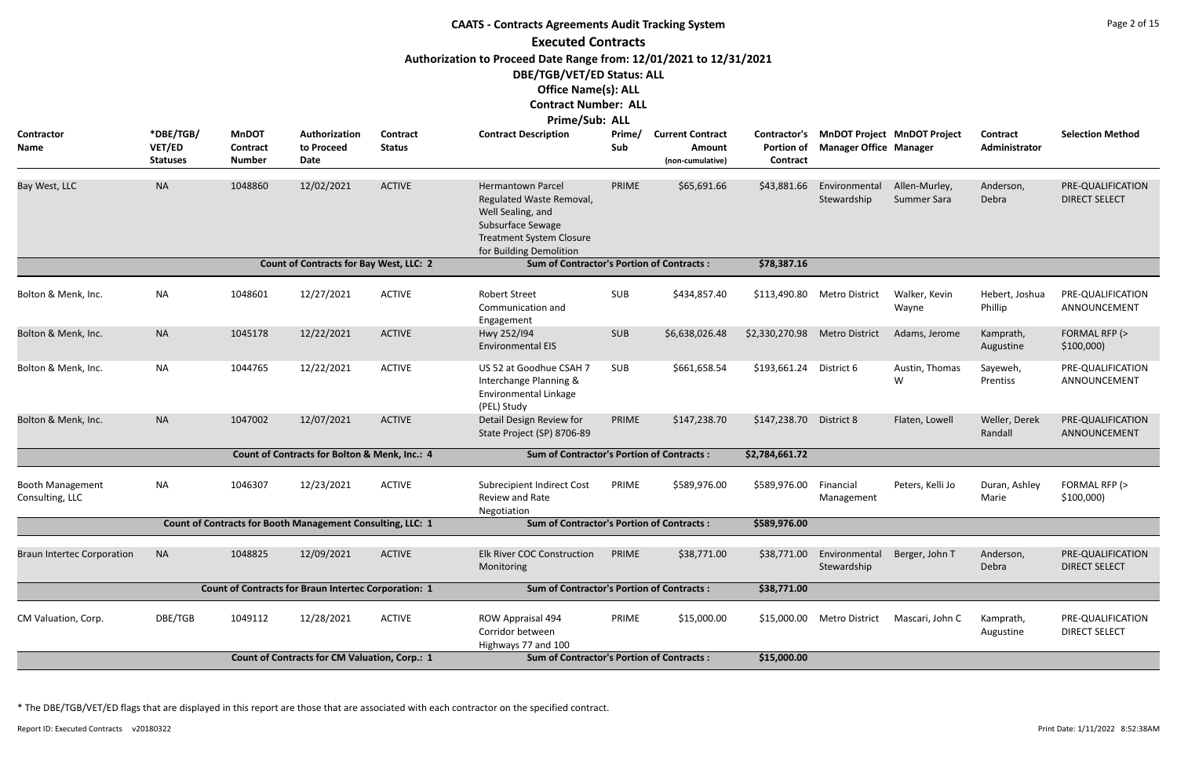# CAATS - Contracts Agreements Audit Tracking System

## Executed Contracts

**Authorization to Proceed Date Range from: 12/01/2021 to 12/31/2021**

**DBE/TGB/VET/ED Status: ALL**

**Office Name(s): ALL**

**Contract Number: ALL**

**Prime/Sub: ALL**

| Contractor Name | *DBE/TGB/VET/ED Statuses | MnDOT Contract Number | Authorization to Proceed Date | Contract Status | Contract Description | Prime/Sub | Current Contract Amount (non-cumulative) | Contractor's Portion of Contract | MnDOT Project Manager Office | MnDOT Project Manager | Contract Administrator | Selection Method |
|---|---|---|---|---|---|---|---|---|---|---|---|---|
| Bay West, LLC | NA | 1048860 | 12/02/2021 | ACTIVE | Hermantown Parcel Regulated Waste Removal, Well Sealing, and Subsurface Sewage Treatment System Closure for Building Demolition | PRIME | $65,691.66 | $43,881.66 | Environmental Stewardship | Allen-Murley, Summer Sara | Anderson, Debra | PRE-QUALIFICATION DIRECT SELECT |
| | | Count of Contracts for Bay West, LLC: 2 | | | Sum of Contractor's Portion of Contracts : | | | $78,387.16 | | | | |
| Bolton & Menk, Inc. | NA | 1048601 | 12/27/2021 | ACTIVE | Robert Street Communication and Engagement | SUB | $434,857.40 | $113,490.80 | Metro District | Walker, Kevin Wayne | Hebert, Joshua Phillip | PRE-QUALIFICATION ANNOUNCEMENT |
| Bolton & Menk, Inc. | NA | 1045178 | 12/22/2021 | ACTIVE | Hwy 252/I94 Environmental EIS | SUB | $6,638,026.48 | $2,330,270.98 | Metro District | Adams, Jerome | Kamprath, Augustine | FORMAL RFP (> $100,000) |
| Bolton & Menk, Inc. | NA | 1044765 | 12/22/2021 | ACTIVE | US 52 at Goodhue CSAH 7 Interchange Planning & Environmental Linkage (PEL) Study | SUB | $661,658.54 | $193,661.24 | District 6 | Austin, Thomas W | Sayeweh, Prentiss | PRE-QUALIFICATION ANNOUNCEMENT |
| Bolton & Menk, Inc. | NA | 1047002 | 12/07/2021 | ACTIVE | Detail Design Review for State Project (SP) 8706-89 | PRIME | $147,238.70 | $147,238.70 | District 8 | Flaten, Lowell | Weller, Derek Randall | PRE-QUALIFICATION ANNOUNCEMENT |
| | | Count of Contracts for Bolton & Menk, Inc.: 4 | | | Sum of Contractor's Portion of Contracts : | | | $2,784,661.72 | | | | |
| Booth Management Consulting, LLC | NA | 1046307 | 12/23/2021 | ACTIVE | Subrecipient Indirect Cost Review and Rate Negotiation | PRIME | $589,976.00 | $589,976.00 | Financial Management | Peters, Kelli Jo | Duran, Ashley Marie | FORMAL RFP (> $100,000) |
| | | Count of Contracts for Booth Management Consulting, LLC: 1 | | | Sum of Contractor's Portion of Contracts : | | | $589,976.00 | | | | |
| Braun Intertec Corporation | NA | 1048825 | 12/09/2021 | ACTIVE | Elk River COC Construction Monitoring | PRIME | $38,771.00 | $38,771.00 | Environmental Stewardship | Berger, John T | Anderson, Debra | PRE-QUALIFICATION DIRECT SELECT |
| | | Count of Contracts for Braun Intertec Corporation: 1 | | | Sum of Contractor's Portion of Contracts : | | | $38,771.00 | | | | |
| CM Valuation, Corp. | DBE/TGB | 1049112 | 12/28/2021 | ACTIVE | ROW Appraisal 494 Corridor between Highways 77 and 100 | PRIME | $15,000.00 | $15,000.00 | Metro District | Mascari, John C | Kamprath, Augustine | PRE-QUALIFICATION DIRECT SELECT |
| | | Count of Contracts for CM Valuation, Corp.: 1 | | | Sum of Contractor's Portion of Contracts : | | | $15,000.00 | | | | |

* The DBE/TGB/VET/ED flags that are displayed in this report are those that are associated with each contractor on the specified contract.

Report ID: Executed Contracts v20180322

Print Date: 1/11/2022 8:52:38AM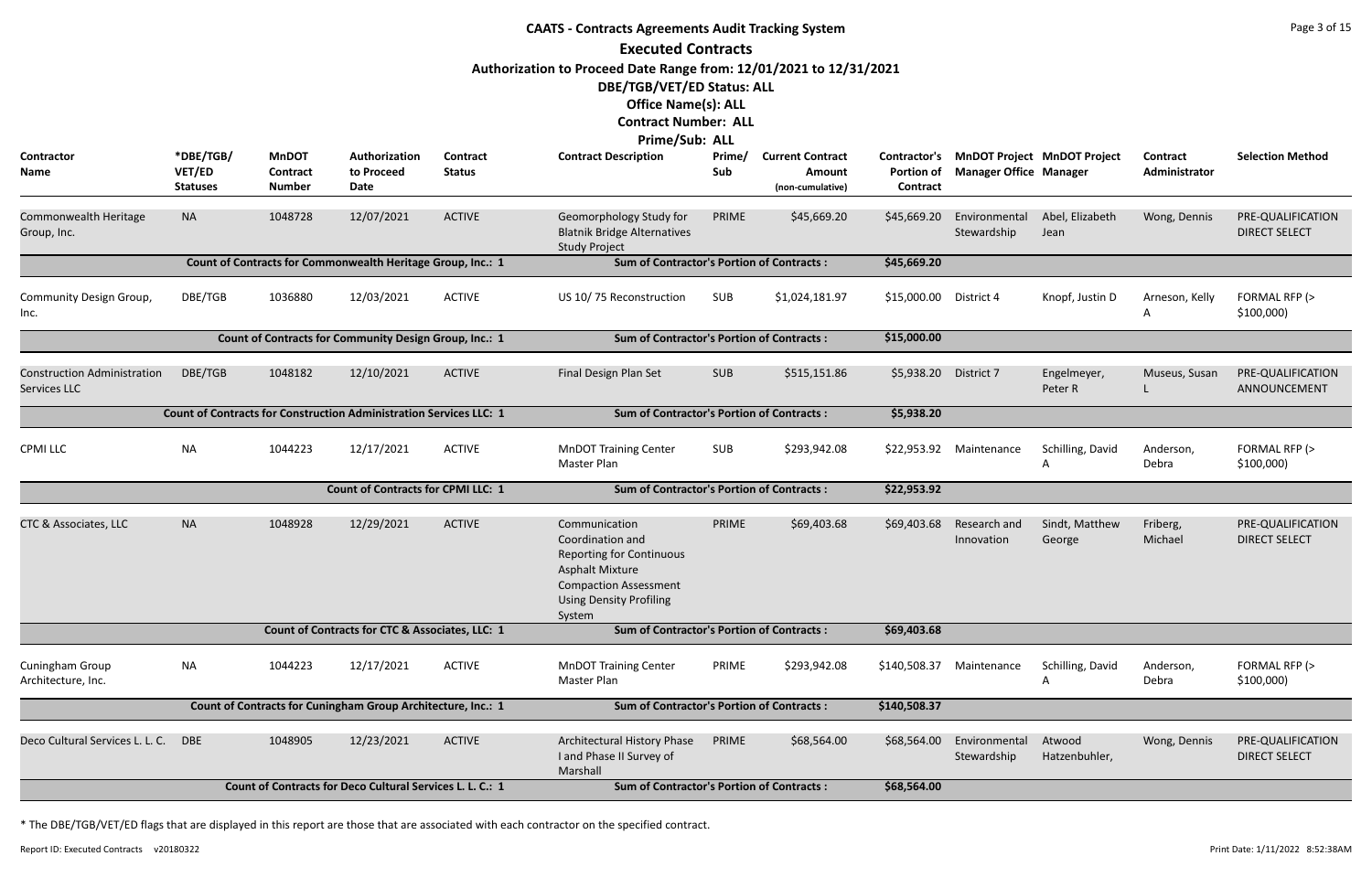# CAATS - Contracts Agreements Audit Tracking System

## Executed Contracts

**Authorization to Proceed Date Range from: 12/01/2021 to 12/31/2021**

**DBE/TGB/VET/ED Status: ALL**

**Office Name(s): ALL**

**Contract Number: ALL**

**Prime/Sub: ALL**

| Contractor Name | *DBE/TGB/ VET/ED Statuses | MnDOT Contract Number | Authorization to Proceed Date | Contract Status | Contract Description | Prime/ Sub | Current Contract Amount (non-cumulative) | Contractor's Portion of Contract | MnDOT Project Manager Office | MnDOT Project Manager | Contract Administrator | Selection Method |
|---|---|---|---|---|---|---|---|---|---|---|---|---|
| Commonwealth Heritage Group, Inc. | NA | 1048728 | 12/07/2021 | ACTIVE | Geomorphology Study for Blatnik Bridge Alternatives Study Project | PRIME | $45,669.20 | $45,669.20 | Environmental Stewardship | Abel, Elizabeth Jean | Wong, Dennis | PRE-QUALIFICATION DIRECT SELECT |
| | | Count of Contracts for Commonwealth Heritage Group, Inc.: 1 | | | Sum of Contractor's Portion of Contracts : | | | $45,669.20 | | | | |
| Community Design Group, Inc. | DBE/TGB | 1036880 | 12/03/2021 | ACTIVE | US 10/ 75 Reconstruction | SUB | $1,024,181.97 | $15,000.00 | District 4 | Knopf, Justin D | Arneson, Kelly A | FORMAL RFP (> $100,000) |
| | | Count of Contracts for Community Design Group, Inc.: 1 | | | Sum of Contractor's Portion of Contracts : | | | $15,000.00 | | | | |
| Construction Administration Services LLC | DBE/TGB | 1048182 | 12/10/2021 | ACTIVE | Final Design Plan Set | SUB | $515,151.86 | $5,938.20 | District 7 | Engelmeyer, Peter R | Museus, Susan L | PRE-QUALIFICATION ANNOUNCEMENT |
| | | Count of Contracts for Construction Administration Services LLC: 1 | | | Sum of Contractor's Portion of Contracts : | | | $5,938.20 | | | | |
| CPMI LLC | NA | 1044223 | 12/17/2021 | ACTIVE | MnDOT Training Center Master Plan | SUB | $293,942.08 | $22,953.92 | Maintenance | Schilling, David A | Anderson, Debra | FORMAL RFP (> $100,000) |
| | | Count of Contracts for CPMI LLC: 1 | | | Sum of Contractor's Portion of Contracts : | | | $22,953.92 | | | | |
| CTC & Associates, LLC | NA | 1048928 | 12/29/2021 | ACTIVE | Communication Coordination and Reporting for Continuous Asphalt Mixture Compaction Assessment Using Density Profiling System | PRIME | $69,403.68 | $69,403.68 | Research and Innovation | Sindt, Matthew George | Friberg, Michael | PRE-QUALIFICATION DIRECT SELECT |
| | | Count of Contracts for CTC & Associates, LLC: 1 | | | Sum of Contractor's Portion of Contracts : | | | $69,403.68 | | | | |
| Cuningham Group Architecture, Inc. | NA | 1044223 | 12/17/2021 | ACTIVE | MnDOT Training Center Master Plan | PRIME | $293,942.08 | $140,508.37 | Maintenance | Schilling, David A | Anderson, Debra | FORMAL RFP (> $100,000) |
| | | Count of Contracts for Cuningham Group Architecture, Inc.: 1 | | | Sum of Contractor's Portion of Contracts : | | | $140,508.37 | | | | |
| Deco Cultural Services L. L. C. | DBE | 1048905 | 12/23/2021 | ACTIVE | Architectural History Phase I and Phase II Survey of Marshall | PRIME | $68,564.00 | $68,564.00 | Environmental Stewardship | Atwood Hatzenbuhler, | Wong, Dennis | PRE-QUALIFICATION DIRECT SELECT |
| | | Count of Contracts for Deco Cultural Services L. L. C.: 1 | | | Sum of Contractor's Portion of Contracts : | | | $68,564.00 | | | | |

* The DBE/TGB/VET/ED flags that are displayed in this report are those that are associated with each contractor on the specified contract.

Report ID: Executed Contracts v20180322 Print Date: 1/11/2022 8:52:38AM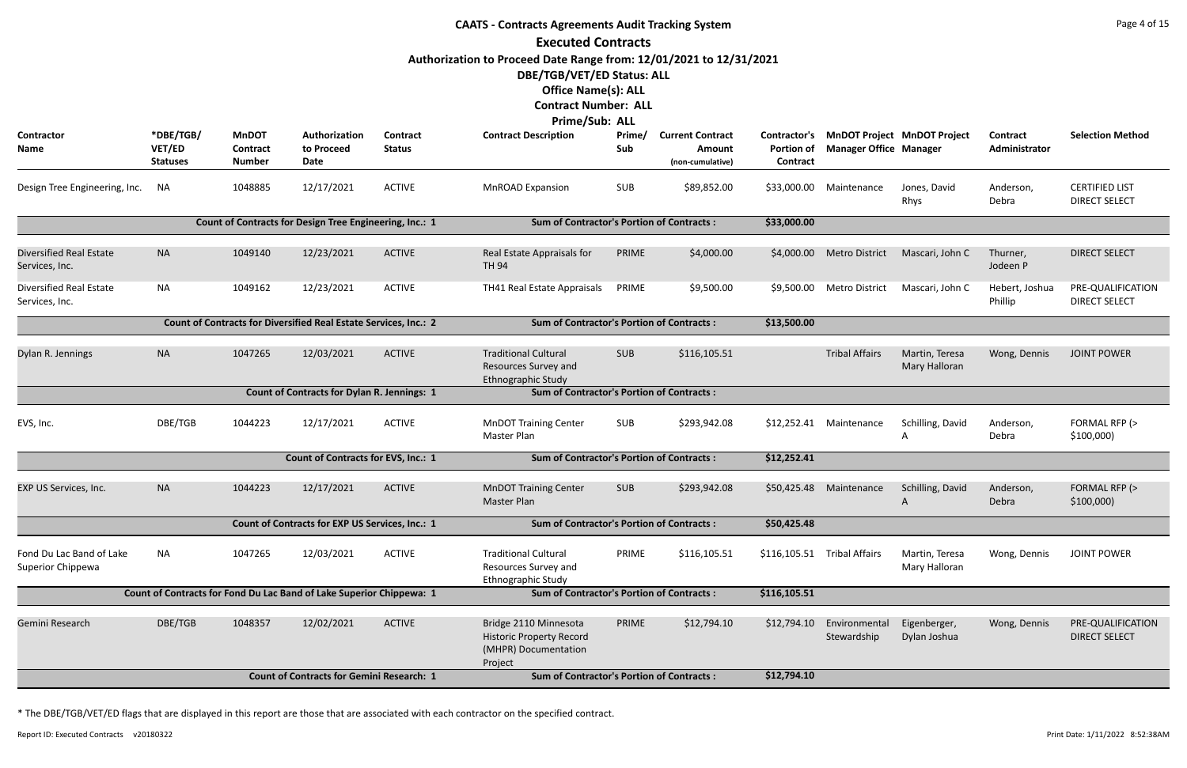# CAATS - Contracts Agreements Audit Tracking System

## Executed Contracts

**Authorization to Proceed Date Range from: 12/01/2021 to 12/31/2021**

**DBE/TGB/VET/ED Status: ALL**

**Office Name(s): ALL**

**Contract Number: ALL**

**Prime/Sub: ALL**

| Contractor Name | *DBE/TGB/VET/ED Statuses | MnDOT Contract Number | Authorization to Proceed Date | Contract Status | Contract Description | Prime/Sub | Current Contract Amount (non-cumulative) | Contractor's Portion of Contract | MnDOT Project Manager Office | MnDOT Project Manager | Contract Administrator | Selection Method |
|---|---|---|---|---|---|---|---|---|---|---|---|---|
| Design Tree Engineering, Inc. | NA | 1048885 | 12/17/2021 | ACTIVE | MnROAD Expansion | SUB | $89,852.00 | $33,000.00 | Maintenance | Jones, David Rhys | Anderson, Debra | CERTIFIED LIST DIRECT SELECT |
| Count of Contracts for Design Tree Engineering, Inc.: 1 | | | | | Sum of Contractor's Portion of Contracts : | | | $33,000.00 | | | | |
| Diversified Real Estate Services, Inc. | NA | 1049140 | 12/23/2021 | ACTIVE | Real Estate Appraisals for TH 94 | PRIME | $4,000.00 | $4,000.00 | Metro District | Mascari, John C | Thurner, Jodeen P | DIRECT SELECT |
| Diversified Real Estate Services, Inc. | NA | 1049162 | 12/23/2021 | ACTIVE | TH41 Real Estate Appraisals | PRIME | $9,500.00 | $9,500.00 | Metro District | Mascari, John C | Hebert, Joshua Phillip | PRE-QUALIFICATION DIRECT SELECT |
| Count of Contracts for Diversified Real Estate Services, Inc.: 2 | | | | | Sum of Contractor's Portion of Contracts : | | | $13,500.00 | | | | |
| Dylan R. Jennings | NA | 1047265 | 12/03/2021 | ACTIVE | Traditional Cultural Resources Survey and Ethnographic Study | SUB | $116,105.51 | | Tribal Affairs | Martin, Teresa Mary Halloran | Wong, Dennis | JOINT POWER |
| Count of Contracts for Dylan R. Jennings: 1 | | | | | Sum of Contractor's Portion of Contracts : | | | | | | | |
| EVS, Inc. | DBE/TGB | 1044223 | 12/17/2021 | ACTIVE | MnDOT Training Center Master Plan | SUB | $293,942.08 | $12,252.41 | Maintenance | Schilling, David A | Anderson, Debra | FORMAL RFP (> $100,000) |
| Count of Contracts for EVS, Inc.: 1 | | | | | Sum of Contractor's Portion of Contracts : | | | $12,252.41 | | | | |
| EXP US Services, Inc. | NA | 1044223 | 12/17/2021 | ACTIVE | MnDOT Training Center Master Plan | SUB | $293,942.08 | $50,425.48 | Maintenance | Schilling, David A | Anderson, Debra | FORMAL RFP (> $100,000) |
| Count of Contracts for EXP US Services, Inc.: 1 | | | | | Sum of Contractor's Portion of Contracts : | | | $50,425.48 | | | | |
| Fond Du Lac Band of Lake Superior Chippewa | NA | 1047265 | 12/03/2021 | ACTIVE | Traditional Cultural Resources Survey and Ethnographic Study | PRIME | $116,105.51 | $116,105.51 | Tribal Affairs | Martin, Teresa Mary Halloran | Wong, Dennis | JOINT POWER |
| Count of Contracts for Fond Du Lac Band of Lake Superior Chippewa: 1 | | | | | Sum of Contractor's Portion of Contracts : | | | $116,105.51 | | | | |
| Gemini Research | DBE/TGB | 1048357 | 12/02/2021 | ACTIVE | Bridge 2110 Minnesota Historic Property Record (MHPR) Documentation Project | PRIME | $12,794.10 | $12,794.10 | Environmental Stewardship | Eigenberger, Dylan Joshua | Wong, Dennis | PRE-QUALIFICATION DIRECT SELECT |
| Count of Contracts for Gemini Research: 1 | | | | | Sum of Contractor's Portion of Contracts : | | | $12,794.10 | | | | |

* The DBE/TGB/VET/ED flags that are displayed in this report are those that are associated with each contractor on the specified contract.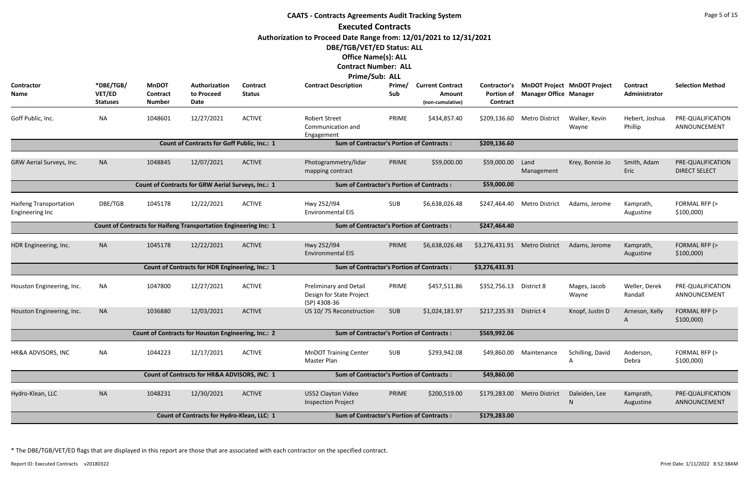# CAATS - Contracts Agreements Audit Tracking System

## Executed Contracts

**Authorization to Proceed Date Range from: 12/01/2021 to 12/31/2021**
**DBE/TGB/VET/ED Status: ALL**
**Office Name(s): ALL**
**Contract Number: ALL**
**Prime/Sub: ALL**

| Contractor Name | *DBE/TGB/VET/ED Statuses | MnDOT Contract Number | Authorization to Proceed Date | Contract Status | Contract Description | Prime/Sub | Current Contract Amount (non-cumulative) | Contractor's Portion of Contract | MnDOT Project Manager Office | MnDOT Project Manager | Contract Administrator | Selection Method |
|---|---|---|---|---|---|---|---|---|---|---|---|---|
| Goff Public, Inc. | NA | 1048601 | 12/27/2021 | ACTIVE | Robert Street Communication and Engagement | PRIME | $434,857.40 | $209,136.60 | Metro District | Walker, Kevin Wayne | Hebert, Joshua Phillip | PRE-QUALIFICATION ANNOUNCEMENT |
| | | Count of Contracts for Goff Public, Inc.: 1 | | | Sum of Contractor's Portion of Contracts : | | | $209,136.60 | | | | |
| GRW Aerial Surveys, Inc. | NA | 1048845 | 12/07/2021 | ACTIVE | Photogrammetry/lidar mapping contract | PRIME | $59,000.00 | $59,000.00 | Land Management | Krey, Bonnie Jo | Smith, Adam Eric | PRE-QUALIFICATION DIRECT SELECT |
| | | Count of Contracts for GRW Aerial Surveys, Inc.: 1 | | | Sum of Contractor's Portion of Contracts : | | | $59,000.00 | | | | |
| Haifeng Transportation Engineering Inc | DBE/TGB | 1045178 | 12/22/2021 | ACTIVE | Hwy 252/I94 Environmental EIS | SUB | $6,638,026.48 | $247,464.40 | Metro District | Adams, Jerome | Kamprath, Augustine | FORMAL RFP (> $100,000) |
| | | Count of Contracts for Haifeng Transportation Engineering Inc: 1 | | | Sum of Contractor's Portion of Contracts : | | | $247,464.40 | | | | |
| HDR Engineering, Inc. | NA | 1045178 | 12/22/2021 | ACTIVE | Hwy 252/I94 Environmental EIS | PRIME | $6,638,026.48 | $3,276,431.91 | Metro District | Adams, Jerome | Kamprath, Augustine | FORMAL RFP (> $100,000) |
| | | Count of Contracts for HDR Engineering, Inc.: 1 | | | Sum of Contractor's Portion of Contracts : | | | $3,276,431.91 | | | | |
| Houston Engineering, Inc. | NA | 1047800 | 12/27/2021 | ACTIVE | Preliminary and Detail Design for State Project (SP) 4308-36 | PRIME | $457,511.86 | $352,756.13 | District 8 | Mages, Jacob Wayne | Weller, Derek Randall | PRE-QUALIFICATION ANNOUNCEMENT |
| Houston Engineering, Inc. | NA | 1036880 | 12/03/2021 | ACTIVE | US 10/ 75 Reconstruction | SUB | $1,024,181.97 | $217,235.93 | District 4 | Knopf, Justin D | Arneson, Kelly A | FORMAL RFP (> $100,000) |
| | | Count of Contracts for Houston Engineering, Inc.: 2 | | | Sum of Contractor's Portion of Contracts : | | | $569,992.06 | | | | |
| HR&A ADVISORS, INC | NA | 1044223 | 12/17/2021 | ACTIVE | MnDOT Training Center Master Plan | SUB | $293,942.08 | $49,860.00 | Maintenance | Schilling, David A | Anderson, Debra | FORMAL RFP (> $100,000) |
| | | Count of Contracts for HR&A ADVISORS, INC: 1 | | | Sum of Contractor's Portion of Contracts : | | | $49,860.00 | | | | |
| Hydro-Klean, LLC | NA | 1048231 | 12/30/2021 | ACTIVE | US52 Clayton Video Inspection Project | PRIME | $200,519.00 | $179,283.00 | Metro District | Daleiden, Lee N | Kamprath, Augustine | PRE-QUALIFICATION ANNOUNCEMENT |
| | | Count of Contracts for Hydro-Klean, LLC: 1 | | | Sum of Contractor's Portion of Contracts : | | | $179,283.00 | | | | |

* The DBE/TGB/VET/ED flags that are displayed in this report are those that are associated with each contractor on the specified contract.

Report ID: Executed Contracts v20180322

Print Date: 1/11/2022 8:52:38AM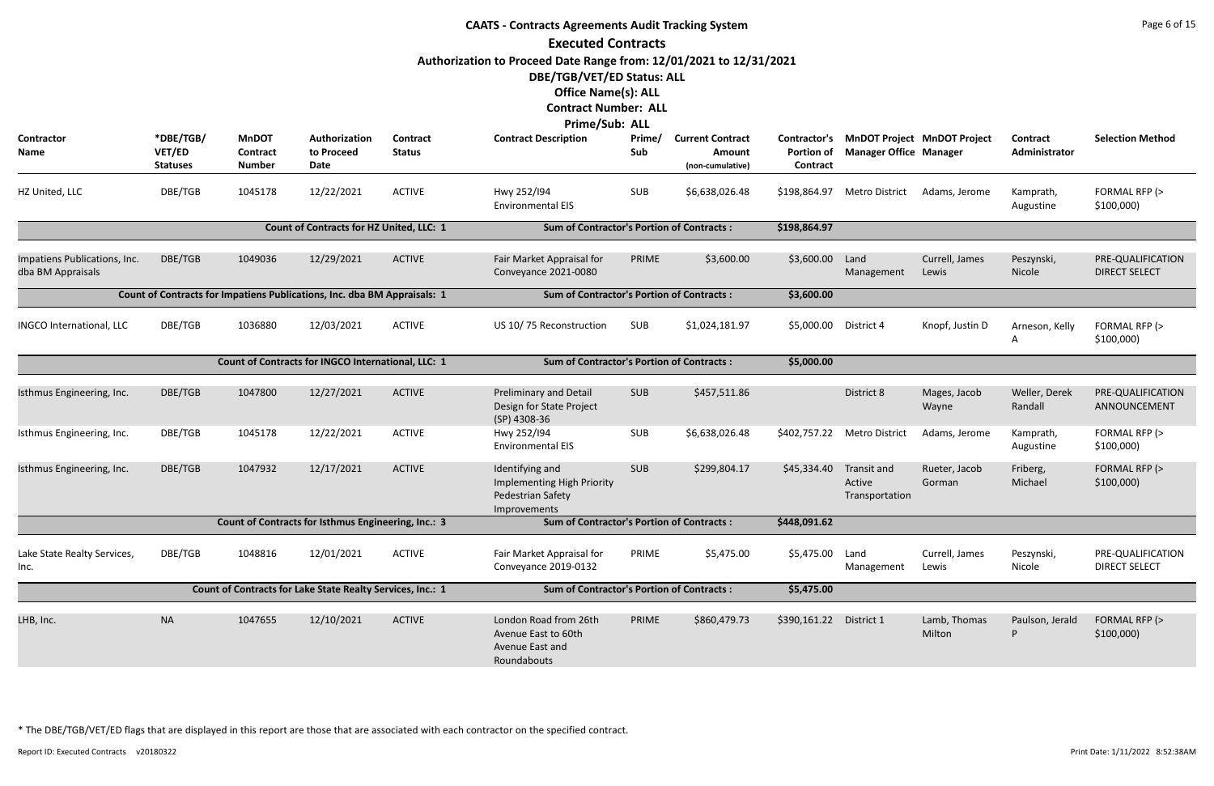# CAATS - Contracts Agreements Audit Tracking System

## Executed Contracts

**Authorization to Proceed Date Range from: 12/01/2021 to 12/31/2021**

**DBE/TGB/VET/ED Status: ALL**

**Office Name(s): ALL**

**Contract Number: ALL**

**Prime/Sub: ALL**

| Contractor Name | *DBE/TGB/ VET/ED Statuses | MnDOT Contract Number | Authorization to Proceed Date | Contract Status | Contract Description | Prime/ Sub | Current Contract Amount (non-cumulative) | Contractor's Portion of Contract | MnDOT Project Manager Office | MnDOT Project Manager | Contract Administrator | Selection Method |
|---|---|---|---|---|---|---|---|---|---|---|---|---|
| HZ United, LLC | DBE/TGB | 1045178 | 12/22/2021 | ACTIVE | Hwy 252/I94 Environmental EIS | SUB | $6,638,026.48 | $198,864.97 | Metro District | Adams, Jerome | Kamprath, Augustine | FORMAL RFP (> $100,000) |
| | | Count of Contracts for HZ United, LLC: 1 | | | Sum of Contractor's Portion of Contracts : | | | $198,864.97 | | | | |
| Impatiens Publications, Inc. dba BM Appraisals | DBE/TGB | 1049036 | 12/29/2021 | ACTIVE | Fair Market Appraisal for Conveyance 2021-0080 | PRIME | $3,600.00 | $3,600.00 | Land Management | Currell, James Lewis | Peszynski, Nicole | PRE-QUALIFICATION DIRECT SELECT |
| | | Count of Contracts for Impatiens Publications, Inc. dba BM Appraisals: 1 | | | Sum of Contractor's Portion of Contracts : | | | $3,600.00 | | | | |
| INGCO International, LLC | DBE/TGB | 1036880 | 12/03/2021 | ACTIVE | US 10/ 75 Reconstruction | SUB | $1,024,181.97 | $5,000.00 | District 4 | Knopf, Justin D | Arneson, Kelly A | FORMAL RFP (> $100,000) |
| | | Count of Contracts for INGCO International, LLC: 1 | | | Sum of Contractor's Portion of Contracts : | | | $5,000.00 | | | | |
| Isthmus Engineering, Inc. | DBE/TGB | 1047800 | 12/27/2021 | ACTIVE | Preliminary and Detail Design for State Project (SP) 4308-36 | SUB | $457,511.86 | | District 8 | Mages, Jacob Wayne | Weller, Derek Randall | PRE-QUALIFICATION ANNOUNCEMENT |
| Isthmus Engineering, Inc. | DBE/TGB | 1045178 | 12/22/2021 | ACTIVE | Hwy 252/I94 Environmental EIS | SUB | $6,638,026.48 | $402,757.22 | Metro District | Adams, Jerome | Kamprath, Augustine | FORMAL RFP (> $100,000) |
| Isthmus Engineering, Inc. | DBE/TGB | 1047932 | 12/17/2021 | ACTIVE | Identifying and Implementing High Priority Pedestrian Safety Improvements | SUB | $299,804.17 | $45,334.40 | Transit and Active Transportation | Rueter, Jacob Gorman | Friberg, Michael | FORMAL RFP (> $100,000) |
| | | Count of Contracts for Isthmus Engineering, Inc.: 3 | | | Sum of Contractor's Portion of Contracts : | | | $448,091.62 | | | | |
| Lake State Realty Services, Inc. | DBE/TGB | 1048816 | 12/01/2021 | ACTIVE | Fair Market Appraisal for Conveyance 2019-0132 | PRIME | $5,475.00 | $5,475.00 | Land Management | Currell, James Lewis | Peszynski, Nicole | PRE-QUALIFICATION DIRECT SELECT |
| | | Count of Contracts for Lake State Realty Services, Inc.: 1 | | | Sum of Contractor's Portion of Contracts : | | | $5,475.00 | | | | |
| LHB, Inc. | NA | 1047655 | 12/10/2021 | ACTIVE | London Road from 26th Avenue East to 60th Avenue East and Roundabouts | PRIME | $860,479.73 | $390,161.22 | District 1 | Lamb, Thomas Milton | Paulson, Jerald P | FORMAL RFP (> $100,000) |

\* The DBE/TGB/VET/ED flags that are displayed in this report are those that are associated with each contractor on the specified contract.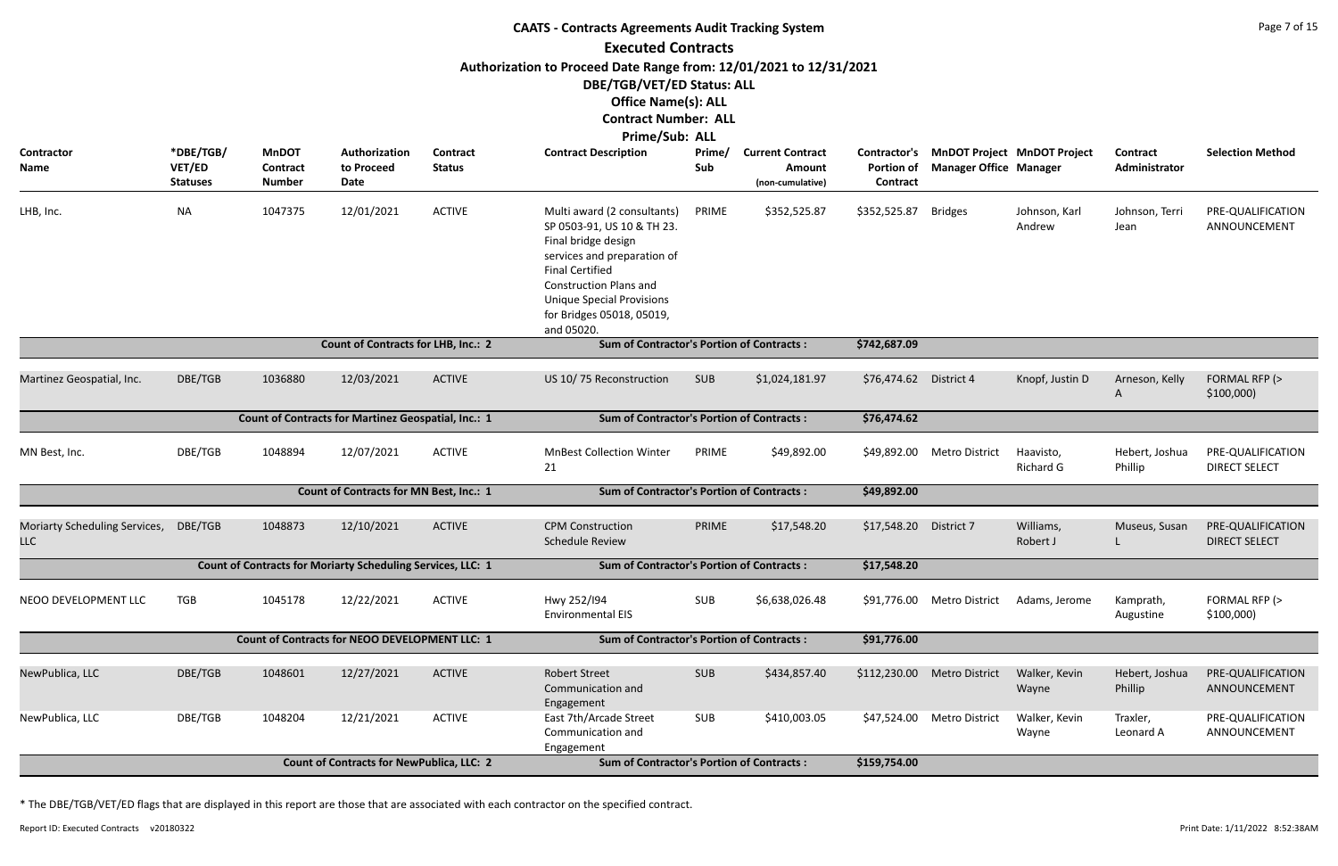# CAATS - Contracts Agreements Audit Tracking System

## Executed Contracts

**Authorization to Proceed Date Range from: 12/01/2021 to 12/31/2021**

**DBE/TGB/VET/ED Status: ALL**

**Office Name(s): ALL**

**Contract Number: ALL**

**Prime/Sub: ALL**

| Contractor Name | *DBE/TGB/ VET/ED Statuses | MnDOT Contract Number | Authorization to Proceed Date | Contract Status | Contract Description | Prime/ Sub | Current Contract Amount (non-cumulative) | Contractor's Portion of Contract | MnDOT Project Manager Office | MnDOT Project Manager | Contract Administrator | Selection Method |
|---|---|---|---|---|---|---|---|---|---|---|---|---|
| LHB, Inc. | NA | 1047375 | 12/01/2021 | ACTIVE | Multi award (2 consultants) SP 0503-91, US 10 & TH 23. Final bridge design services and preparation of Final Certified Construction Plans and Unique Special Provisions for Bridges 05018, 05019, and 05020. | PRIME | $352,525.87 | $352,525.87 | Bridges | Johnson, Karl Andrew | Johnson, Terri Jean | PRE-QUALIFICATION ANNOUNCEMENT |
| | | Count of Contracts for LHB, Inc.: 2 | | | Sum of Contractor's Portion of Contracts : | | | $742,687.09 | | | | |
| Martinez Geospatial, Inc. | DBE/TGB | 1036880 | 12/03/2021 | ACTIVE | US 10/ 75 Reconstruction | SUB | $1,024,181.97 | $76,474.62 | District 4 | Knopf, Justin D | Arneson, Kelly A | FORMAL RFP (> $100,000) |
| | | Count of Contracts for Martinez Geospatial, Inc.: 1 | | | Sum of Contractor's Portion of Contracts : | | | $76,474.62 | | | | |
| MN Best, Inc. | DBE/TGB | 1048894 | 12/07/2021 | ACTIVE | MnBest Collection Winter 21 | PRIME | $49,892.00 | $49,892.00 | Metro District | Haavisto, Richard G | Hebert, Joshua Phillip | PRE-QUALIFICATION DIRECT SELECT |
| | | Count of Contracts for MN Best, Inc.: 1 | | | Sum of Contractor's Portion of Contracts : | | | $49,892.00 | | | | |
| Moriarty Scheduling Services, LLC | DBE/TGB | 1048873 | 12/10/2021 | ACTIVE | CPM Construction Schedule Review | PRIME | $17,548.20 | $17,548.20 | District 7 | Williams, Robert J | Museus, Susan L | PRE-QUALIFICATION DIRECT SELECT |
| | | Count of Contracts for Moriarty Scheduling Services, LLC: 1 | | | Sum of Contractor's Portion of Contracts : | | | $17,548.20 | | | | |
| NEOO DEVELOPMENT LLC | TGB | 1045178 | 12/22/2021 | ACTIVE | Hwy 252/I94 Environmental EIS | SUB | $6,638,026.48 | $91,776.00 | Metro District | Adams, Jerome | Kamprath, Augustine | FORMAL RFP (> $100,000) |
| | | Count of Contracts for NEOO DEVELOPMENT LLC: 1 | | | Sum of Contractor's Portion of Contracts : | | | $91,776.00 | | | | |
| NewPublica, LLC | DBE/TGB | 1048601 | 12/27/2021 | ACTIVE | Robert Street Communication and Engagement | SUB | $434,857.40 | $112,230.00 | Metro District | Walker, Kevin Wayne | Hebert, Joshua Phillip | PRE-QUALIFICATION ANNOUNCEMENT |
| NewPublica, LLC | DBE/TGB | 1048204 | 12/21/2021 | ACTIVE | East 7th/Arcade Street Communication and Engagement | SUB | $410,003.05 | $47,524.00 | Metro District | Walker, Kevin Wayne | Traxler, Leonard A | PRE-QUALIFICATION ANNOUNCEMENT |
| | | Count of Contracts for NewPublica, LLC: 2 | | | Sum of Contractor's Portion of Contracts : | | | $159,754.00 | | | | |

* The DBE/TGB/VET/ED flags that are displayed in this report are those that are associated with each contractor on the specified contract.

Report ID: Executed Contracts v20180322

Print Date: 1/11/2022 8:52:38AM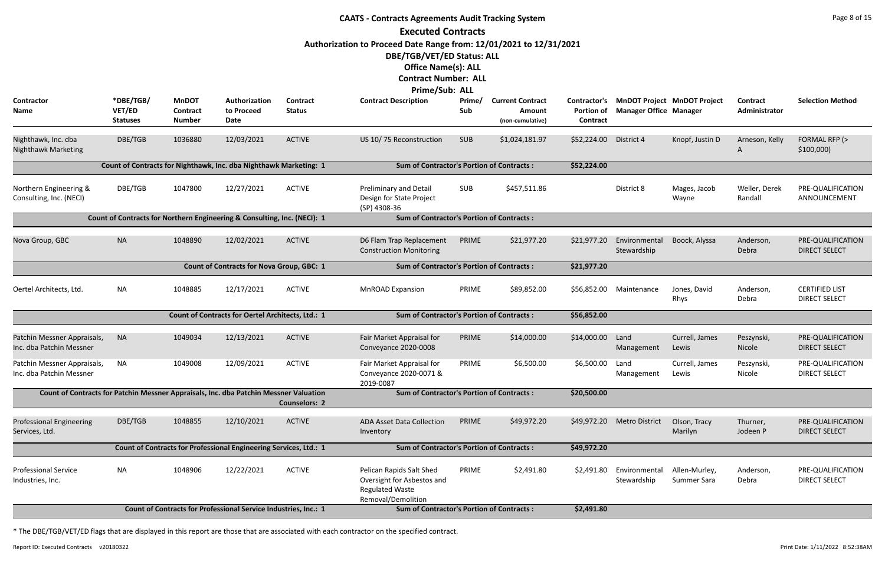# CAATS - Contracts Agreements Audit Tracking System

## Executed Contracts

**Authorization to Proceed Date Range from: 12/01/2021 to 12/31/2021**

**DBE/TGB/VET/ED Status: ALL**

**Office Name(s): ALL**

**Contract Number: ALL**

**Prime/Sub: ALL**

| Contractor Name | *DBE/TGB/ VET/ED Statuses | MnDOT Contract Number | Authorization to Proceed Date | Contract Status | Contract Description | Prime/ Sub | Current Contract Amount (non-cumulative) | Contractor's Portion of Contract | MnDOT Project Manager Office | MnDOT Project Manager | Contract Administrator | Selection Method |
|---|---|---|---|---|---|---|---|---|---|---|---|---|
| Nighthawk, Inc. dba Nighthawk Marketing | DBE/TGB | 1036880 | 12/03/2021 | ACTIVE | US 10/ 75 Reconstruction | SUB | $1,024,181.97 | $52,224.00 | District 4 | Knopf, Justin D | Arneson, Kelly A | FORMAL RFP (> $100,000) |
| Count of Contracts for Nighthawk, Inc. dba Nighthawk Marketing: 1 | | | | | Sum of Contractor's Portion of Contracts : | | | $52,224.00 | | | | |
| Northern Engineering & Consulting, Inc. (NECI) | DBE/TGB | 1047800 | 12/27/2021 | ACTIVE | Preliminary and Detail Design for State Project (SP) 4308-36 | SUB | $457,511.86 | | District 8 | Mages, Jacob Wayne | Weller, Derek Randall | PRE-QUALIFICATION ANNOUNCEMENT |
| Count of Contracts for Northern Engineering & Consulting, Inc. (NECI): 1 | | | | | Sum of Contractor's Portion of Contracts : | | | | | | | |
| Nova Group, GBC | NA | 1048890 | 12/02/2021 | ACTIVE | D6 Flam Trap Replacement Construction Monitoring | PRIME | $21,977.20 | $21,977.20 | Environmental Stewardship | Boock, Alyssa | Anderson, Debra | PRE-QUALIFICATION DIRECT SELECT |
| Count of Contracts for Nova Group, GBC: 1 | | | | | Sum of Contractor's Portion of Contracts : | | | $21,977.20 | | | | |
| Oertel Architects, Ltd. | NA | 1048885 | 12/17/2021 | ACTIVE | MnROAD Expansion | PRIME | $89,852.00 | $56,852.00 | Maintenance | Jones, David Rhys | Anderson, Debra | CERTIFIED LIST DIRECT SELECT |
| Count of Contracts for Oertel Architects, Ltd.: 1 | | | | | Sum of Contractor's Portion of Contracts : | | | $56,852.00 | | | | |
| Patchin Messner Appraisals, Inc. dba Patchin Messner | NA | 1049034 | 12/13/2021 | ACTIVE | Fair Market Appraisal for Conveyance 2020-0008 | PRIME | $14,000.00 | $14,000.00 | Land Management | Currell, James Lewis | Peszynski, Nicole | PRE-QUALIFICATION DIRECT SELECT |
| Patchin Messner Appraisals, Inc. dba Patchin Messner | NA | 1049008 | 12/09/2021 | ACTIVE | Fair Market Appraisal for Conveyance 2020-0071 & 2019-0087 | PRIME | $6,500.00 | $6,500.00 | Land Management | Currell, James Lewis | Peszynski, Nicole | PRE-QUALIFICATION DIRECT SELECT |
| Count of Contracts for Patchin Messner Appraisals, Inc. dba Patchin Messner Valuation Counselors: 2 | | | | | Sum of Contractor's Portion of Contracts : | | | $20,500.00 | | | | |
| Professional Engineering Services, Ltd. | DBE/TGB | 1048855 | 12/10/2021 | ACTIVE | ADA Asset Data Collection Inventory | PRIME | $49,972.20 | $49,972.20 | Metro District | Olson, Tracy Marilyn | Thurner, Jodeen P | PRE-QUALIFICATION DIRECT SELECT |
| Count of Contracts for Professional Engineering Services, Ltd.: 1 | | | | | Sum of Contractor's Portion of Contracts : | | | $49,972.20 | | | | |
| Professional Service Industries, Inc. | NA | 1048906 | 12/22/2021 | ACTIVE | Pelican Rapids Salt Shed Oversight for Asbestos and Regulated Waste Removal/Demolition | PRIME | $2,491.80 | $2,491.80 | Environmental Stewardship | Allen-Murley, Summer Sara | Anderson, Debra | PRE-QUALIFICATION DIRECT SELECT |
| Count of Contracts for Professional Service Industries, Inc.: 1 | | | | | Sum of Contractor's Portion of Contracts : | | | $2,491.80 | | | | |

* The DBE/TGB/VET/ED flags that are displayed in this report are those that are associated with each contractor on the specified contract.

Report ID: Executed Contracts v20180322

Print Date: 1/11/2022 8:52:38AM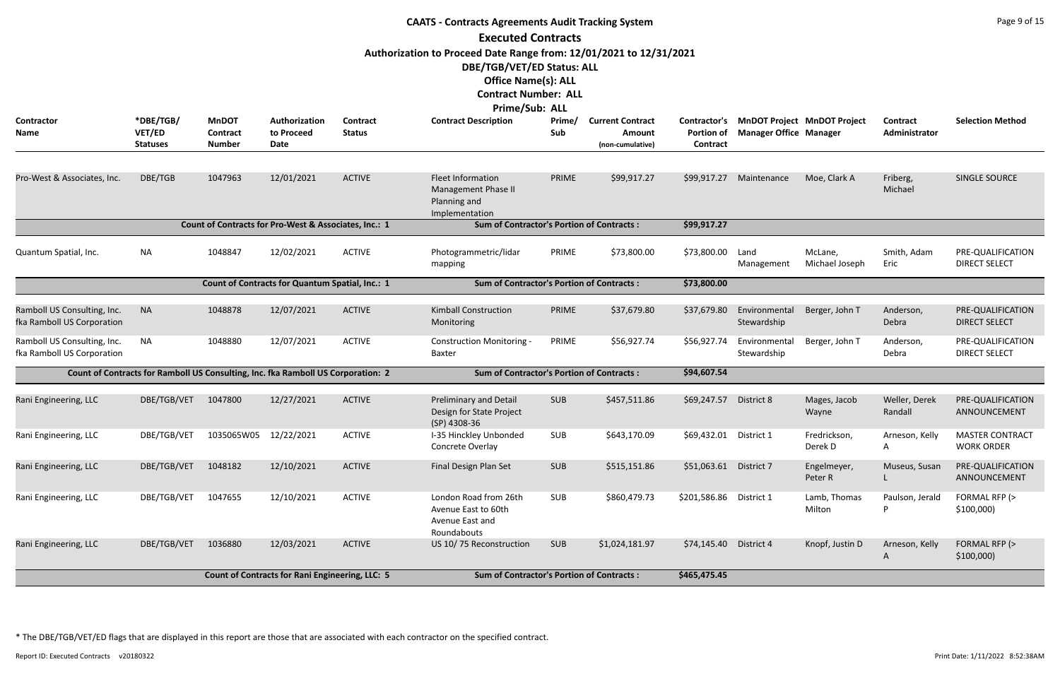# CAATS - Contracts Agreements Audit Tracking System

## Executed Contracts

**Authorization to Proceed Date Range from: 12/01/2021 to 12/31/2021**

**DBE/TGB/VET/ED Status: ALL**

**Office Name(s): ALL**

**Contract Number: ALL**

**Prime/Sub: ALL**

| Contractor Name | *DBE/TGB/ VET/ED Statuses | MnDOT Contract Number | Authorization to Proceed Date | Contract Status | Contract Description | Prime/ Sub | Current Contract Amount (non-cumulative) | Contractor's Portion of Contract | MnDOT Project Manager Office | MnDOT Project Manager | Contract Administrator | Selection Method |
|---|---|---|---|---|---|---|---|---|---|---|---|---|
| Pro-West & Associates, Inc. | DBE/TGB | 1047963 | 12/01/2021 | ACTIVE | Fleet Information Management Phase II Planning and Implementation | PRIME | $99,917.27 | $99,917.27 | Maintenance | Moe, Clark A | Friberg, Michael | SINGLE SOURCE |
| | | Count of Contracts for Pro-West & Associates, Inc.: 1 | | | Sum of Contractor's Portion of Contracts : | | | $99,917.27 | | | | |
| Quantum Spatial, Inc. | NA | 1048847 | 12/02/2021 | ACTIVE | Photogrammetric/lidar mapping | PRIME | $73,800.00 | $73,800.00 | Land Management | McLane, Michael Joseph | Smith, Adam Eric | PRE-QUALIFICATION DIRECT SELECT |
| | | Count of Contracts for Quantum Spatial, Inc.: 1 | | | Sum of Contractor's Portion of Contracts : | | | $73,800.00 | | | | |
| Ramboll US Consulting, Inc. fka Ramboll US Corporation | NA | 1048878 | 12/07/2021 | ACTIVE | Kimball Construction Monitoring | PRIME | $37,679.80 | $37,679.80 | Environmental Stewardship | Berger, John T | Anderson, Debra | PRE-QUALIFICATION DIRECT SELECT |
| Ramboll US Consulting, Inc. fka Ramboll US Corporation | NA | 1048880 | 12/07/2021 | ACTIVE | Construction Monitoring - Baxter | PRIME | $56,927.74 | $56,927.74 | Environmental Stewardship | Berger, John T | Anderson, Debra | PRE-QUALIFICATION DIRECT SELECT |
| Count of Contracts for Ramboll US Consulting, Inc. fka Ramboll US Corporation: 2 | | | | | Sum of Contractor's Portion of Contracts : | | | $94,607.54 | | | | |
| Rani Engineering, LLC | DBE/TGB/VET | 1047800 | 12/27/2021 | ACTIVE | Preliminary and Detail Design for State Project (SP) 4308-36 | SUB | $457,511.86 | $69,247.57 | District 8 | Mages, Jacob Wayne | Weller, Derek Randall | PRE-QUALIFICATION ANNOUNCEMENT |
| Rani Engineering, LLC | DBE/TGB/VET | 1035065W05 | 12/22/2021 | ACTIVE | I-35 Hinckley Unbonded Concrete Overlay | SUB | $643,170.09 | $69,432.01 | District 1 | Fredrickson, Derek D | Arneson, Kelly A | MASTER CONTRACT WORK ORDER |
| Rani Engineering, LLC | DBE/TGB/VET | 1048182 | 12/10/2021 | ACTIVE | Final Design Plan Set | SUB | $515,151.86 | $51,063.61 | District 7 | Engelmeyer, Peter R | Museus, Susan L | PRE-QUALIFICATION ANNOUNCEMENT |
| Rani Engineering, LLC | DBE/TGB/VET | 1047655 | 12/10/2021 | ACTIVE | London Road from 26th Avenue East to 60th Avenue East and Roundabouts | SUB | $860,479.73 | $201,586.86 | District 1 | Lamb, Thomas Milton | Paulson, Jerald P | FORMAL RFP (> $100,000) |
| Rani Engineering, LLC | DBE/TGB/VET | 1036880 | 12/03/2021 | ACTIVE | US 10/ 75 Reconstruction | SUB | $1,024,181.97 | $74,145.40 | District 4 | Knopf, Justin D | Arneson, Kelly A | FORMAL RFP (> $100,000) |
| | | Count of Contracts for Rani Engineering, LLC: 5 | | | Sum of Contractor's Portion of Contracts : | | | $465,475.45 | | | | |

\* The DBE/TGB/VET/ED flags that are displayed in this report are those that are associated with each contractor on the specified contract.

Report ID: Executed Contracts v20180322

Print Date: 1/11/2022 8:52:38AM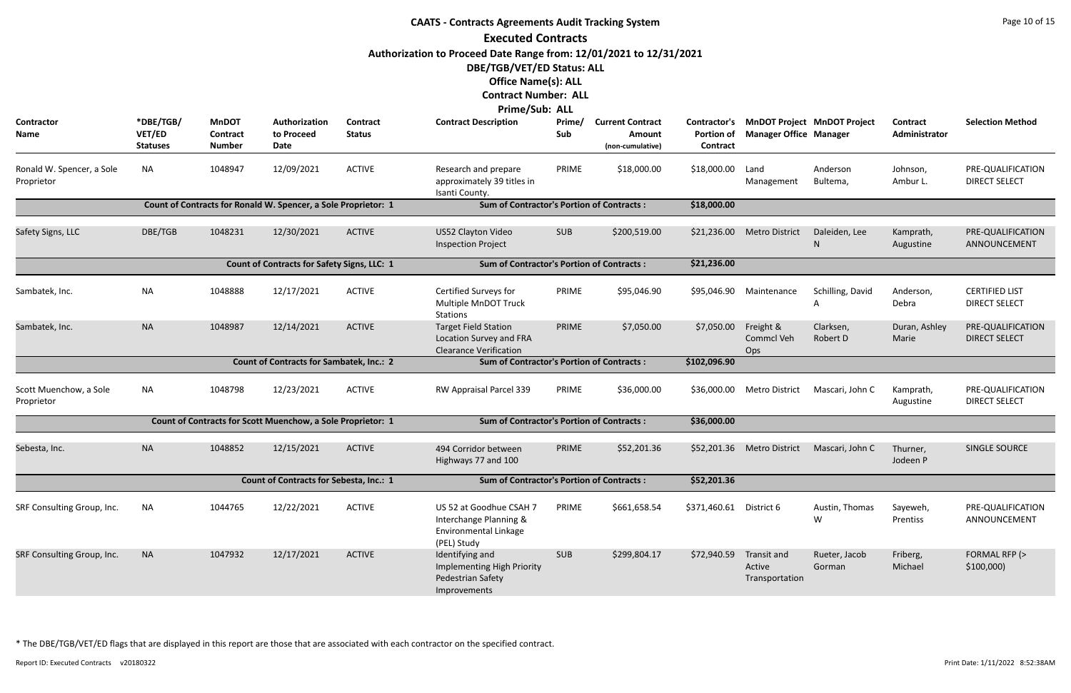# CAATS - Contracts Agreements Audit Tracking System

## Executed Contracts

**Authorization to Proceed Date Range from: 12/01/2021 to 12/31/2021**

**DBE/TGB/VET/ED Status: ALL**

**Office Name(s): ALL**

**Contract Number: ALL**

**Prime/Sub: ALL**

| Contractor Name | *DBE/TGB/ VET/ED Statuses | MnDOT Contract Number | Authorization to Proceed Date | Contract Status | Contract Description | Prime/ Sub | Current Contract Amount (non-cumulative) | Contractor's Portion of Contract | MnDOT Project Manager Office | MnDOT Project Manager | Contract Administrator | Selection Method |
|---|---|---|---|---|---|---|---|---|---|---|---|---|
| Ronald W. Spencer, a Sole Proprietor | NA | 1048947 | 12/09/2021 | ACTIVE | Research and prepare approximately 39 titles in Isanti County. | PRIME | $18,000.00 | $18,000.00 | Land Management | Anderson Bultema, | Johnson, Ambur L. | PRE-QUALIFICATION DIRECT SELECT |
| | | Count of Contracts for Ronald W. Spencer, a Sole Proprietor: 1 | | | Sum of Contractor's Portion of Contracts : | | | $18,000.00 | | | | |
| Safety Signs, LLC | DBE/TGB | 1048231 | 12/30/2021 | ACTIVE | US52 Clayton Video Inspection Project | SUB | $200,519.00 | $21,236.00 | Metro District | Daleiden, Lee N | Kamprath, Augustine | PRE-QUALIFICATION ANNOUNCEMENT |
| | | Count of Contracts for Safety Signs, LLC: 1 | | | Sum of Contractor's Portion of Contracts : | | | $21,236.00 | | | | |
| Sambatek, Inc. | NA | 1048888 | 12/17/2021 | ACTIVE | Certified Surveys for Multiple MnDOT Truck Stations | PRIME | $95,046.90 | $95,046.90 | Maintenance | Schilling, David A | Anderson, Debra | CERTIFIED LIST DIRECT SELECT |
| Sambatek, Inc. | NA | 1048987 | 12/14/2021 | ACTIVE | Target Field Station Location Survey and FRA Clearance Verification | PRIME | $7,050.00 | $7,050.00 | Freight & Commcl Veh Ops | Clarksen, Robert D | Duran, Ashley Marie | PRE-QUALIFICATION DIRECT SELECT |
| | | Count of Contracts for Sambatek, Inc.: 2 | | | Sum of Contractor's Portion of Contracts : | | | $102,096.90 | | | | |
| Scott Muenchow, a Sole Proprietor | NA | 1048798 | 12/23/2021 | ACTIVE | RW Appraisal Parcel 339 | PRIME | $36,000.00 | $36,000.00 | Metro District | Mascari, John C | Kamprath, Augustine | PRE-QUALIFICATION DIRECT SELECT |
| | | Count of Contracts for Scott Muenchow, a Sole Proprietor: 1 | | | Sum of Contractor's Portion of Contracts : | | | $36,000.00 | | | | |
| Sebesta, Inc. | NA | 1048852 | 12/15/2021 | ACTIVE | 494 Corridor between Highways 77 and 100 | PRIME | $52,201.36 | $52,201.36 | Metro District | Mascari, John C | Thurner, Jodeen P | SINGLE SOURCE |
| | | Count of Contracts for Sebesta, Inc.: 1 | | | Sum of Contractor's Portion of Contracts : | | | $52,201.36 | | | | |
| SRF Consulting Group, Inc. | NA | 1044765 | 12/22/2021 | ACTIVE | US 52 at Goodhue CSAH 7 Interchange Planning & Environmental Linkage (PEL) Study | PRIME | $661,658.54 | $371,460.61 | District 6 | Austin, Thomas W | Sayeweh, Prentiss | PRE-QUALIFICATION ANNOUNCEMENT |
| SRF Consulting Group, Inc. | NA | 1047932 | 12/17/2021 | ACTIVE | Identifying and Implementing High Priority Pedestrian Safety Improvements | SUB | $299,804.17 | $72,940.59 | Transit and Active Transportation | Rueter, Jacob Gorman | Friberg, Michael | FORMAL RFP (> $100,000) |

* The DBE/TGB/VET/ED flags that are displayed in this report are those that are associated with each contractor on the specified contract.

Report ID: Executed Contracts v20180322 Print Date: 1/11/2022 8:52:38AM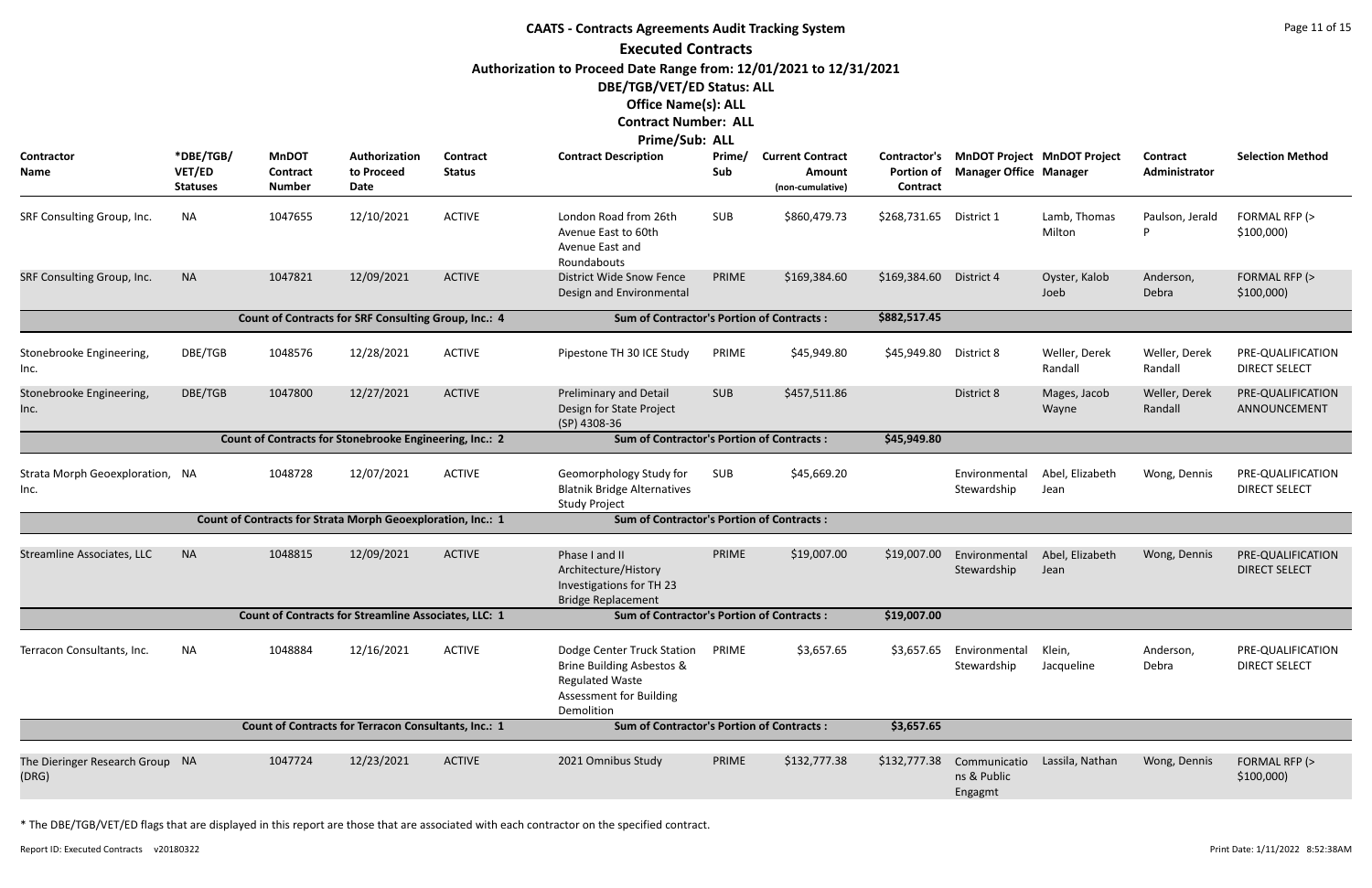# CAATS - Contracts Agreements Audit Tracking System

## Executed Contracts

**Authorization to Proceed Date Range from: 12/01/2021 to 12/31/2021**

**DBE/TGB/VET/ED Status: ALL**

**Office Name(s): ALL**

**Contract Number: ALL**

**Prime/Sub: ALL**

| Contractor Name | *DBE/TGB/ VET/ED Statuses | MnDOT Contract Number | Authorization to Proceed Date | Contract Status | Contract Description | Prime/ Sub | Current Contract Amount (non-cumulative) | Contractor's Portion of Contract | MnDOT Project Manager Office | MnDOT Project Manager | Contract Administrator | Selection Method |
|---|---|---|---|---|---|---|---|---|---|---|---|---|
| SRF Consulting Group, Inc. | NA | 1047655 | 12/10/2021 | ACTIVE | London Road from 26th Avenue East to 60th Avenue East and Roundabouts | SUB | $860,479.73 | $268,731.65 | District 1 | Lamb, Thomas Milton | Paulson, Jerald P | FORMAL RFP (> $100,000) |
| SRF Consulting Group, Inc. | NA | 1047821 | 12/09/2021 | ACTIVE | District Wide Snow Fence Design and Environmental | PRIME | $169,384.60 | $169,384.60 | District 4 | Oyster, Kalob Joeb | Anderson, Debra | FORMAL RFP (> $100,000) |
| | | Count of Contracts for SRF Consulting Group, Inc.: 4 | | | Sum of Contractor's Portion of Contracts : | | | $882,517.45 | | | | |
| Stonebrooke Engineering, Inc. | DBE/TGB | 1048576 | 12/28/2021 | ACTIVE | Pipestone TH 30 ICE Study | PRIME | $45,949.80 | $45,949.80 | District 8 | Weller, Derek Randall | Weller, Derek Randall | PRE-QUALIFICATION DIRECT SELECT |
| Stonebrooke Engineering, Inc. | DBE/TGB | 1047800 | 12/27/2021 | ACTIVE | Preliminary and Detail Design for State Project (SP) 4308-36 | SUB | $457,511.86 | | District 8 | Mages, Jacob Wayne | Weller, Derek Randall | PRE-QUALIFICATION ANNOUNCEMENT |
| | | Count of Contracts for Stonebrooke Engineering, Inc.: 2 | | | Sum of Contractor's Portion of Contracts : | | | $45,949.80 | | | | |
| Strata Morph Geoexploration, Inc. | NA | 1048728 | 12/07/2021 | ACTIVE | Geomorphology Study for Blatnik Bridge Alternatives Study Project | SUB | $45,669.20 | | Environmental Stewardship | Abel, Elizabeth Jean | Wong, Dennis | PRE-QUALIFICATION DIRECT SELECT |
| | | Count of Contracts for Strata Morph Geoexploration, Inc.: 1 | | | Sum of Contractor's Portion of Contracts : | | | | | | | |
| Streamline Associates, LLC | NA | 1048815 | 12/09/2021 | ACTIVE | Phase I and II Architecture/History Investigations for TH 23 Bridge Replacement | PRIME | $19,007.00 | $19,007.00 | Environmental Stewardship | Abel, Elizabeth Jean | Wong, Dennis | PRE-QUALIFICATION DIRECT SELECT |
| | | Count of Contracts for Streamline Associates, LLC: 1 | | | Sum of Contractor's Portion of Contracts : | | | $19,007.00 | | | | |
| Terracon Consultants, Inc. | NA | 1048884 | 12/16/2021 | ACTIVE | Dodge Center Truck Station Brine Building Asbestos & Regulated Waste Assessment for Building Demolition | PRIME | $3,657.65 | $3,657.65 | Environmental Stewardship | Klein, Jacqueline | Anderson, Debra | PRE-QUALIFICATION DIRECT SELECT |
| | | Count of Contracts for Terracon Consultants, Inc.: 1 | | | Sum of Contractor's Portion of Contracts : | | | $3,657.65 | | | | |
| The Dieringer Research Group (DRG) | NA | 1047724 | 12/23/2021 | ACTIVE | 2021 Omnibus Study | PRIME | $132,777.38 | $132,777.38 | Communications & Public Engagmt | Lassila, Nathan | Wong, Dennis | FORMAL RFP (> $100,000) |

* The DBE/TGB/VET/ED flags that are displayed in this report are those that are associated with each contractor on the specified contract.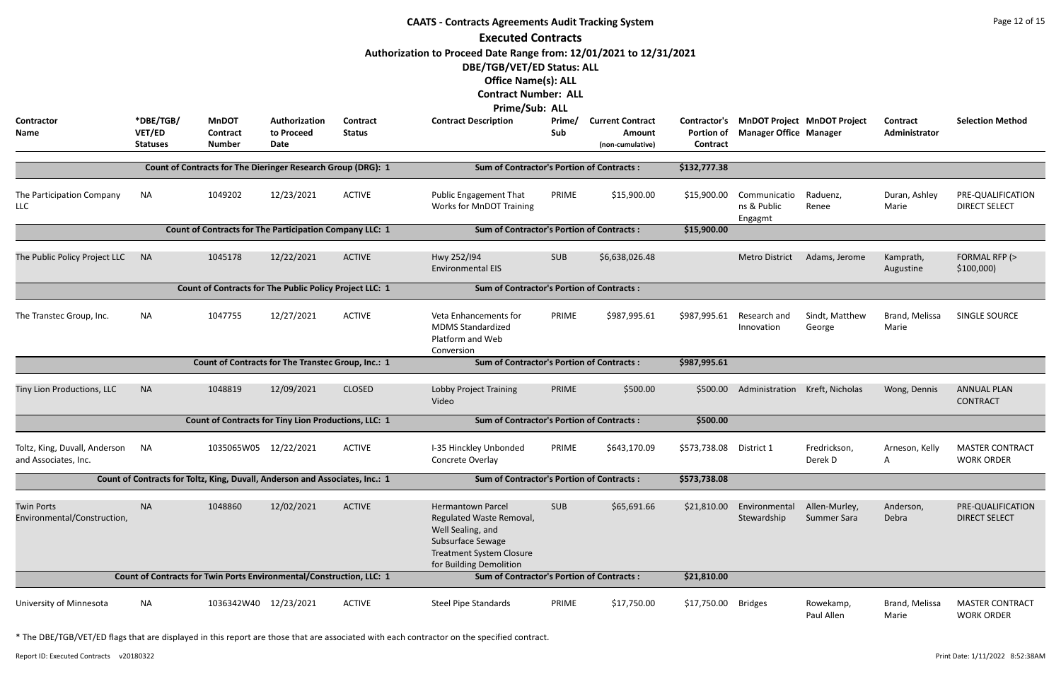# CAATS - Contracts Agreements Audit Tracking System

## Executed Contracts

**Authorization to Proceed Date Range from: 12/01/2021 to 12/31/2021**
**DBE/TGB/VET/ED Status: ALL**
**Office Name(s): ALL**
**Contract Number: ALL**
**Prime/Sub: ALL**

| Contractor Name | *DBE/TGB/ VET/ED Statuses | MnDOT Contract Number | Authorization to Proceed Date | Contract Status | Contract Description | Prime/ Sub | Current Contract Amount (non-cumulative) | Contractor's Portion of Contract | MnDOT Project Manager Office | MnDOT Project Manager | Contract Administrator | Selection Method |
|---|---|---|---|---|---|---|---|---|---|---|---|---|
| | | Count of Contracts for The Dieringer Research Group (DRG): 1 | | | Sum of Contractor's Portion of Contracts : | | | $132,777.38 | | | | |
| The Participation Company LLC | NA | 1049202 | 12/23/2021 | ACTIVE | Public Engagement That Works for MnDOT Training | PRIME | $15,900.00 | $15,900.00 | Communications & Public Engagmt | Raduenz, Renee | Duran, Ashley Marie | PRE-QUALIFICATION DIRECT SELECT |
| | | Count of Contracts for The Participation Company LLC: 1 | | | Sum of Contractor's Portion of Contracts : | | | $15,900.00 | | | | |
| The Public Policy Project LLC | NA | 1045178 | 12/22/2021 | ACTIVE | Hwy 252/I94 Environmental EIS | SUB | $6,638,026.48 | | Metro District | Adams, Jerome | Kamprath, Augustine | FORMAL RFP (> $100,000) |
| | | Count of Contracts for The Public Policy Project LLC: 1 | | | Sum of Contractor's Portion of Contracts : | | | | | | | |
| The Transtec Group, Inc. | NA | 1047755 | 12/27/2021 | ACTIVE | Veta Enhancements for MDMS Standardized Platform and Web Conversion | PRIME | $987,995.61 | $987,995.61 | Research and Innovation | Sindt, Matthew George | Brand, Melissa Marie | SINGLE SOURCE |
| | | Count of Contracts for The Transtec Group, Inc.: 1 | | | Sum of Contractor's Portion of Contracts : | | | $987,995.61 | | | | |
| Tiny Lion Productions, LLC | NA | 1048819 | 12/09/2021 | CLOSED | Lobby Project Training Video | PRIME | $500.00 | $500.00 | Administration | Kreft, Nicholas | Wong, Dennis | ANNUAL PLAN CONTRACT |
| | | Count of Contracts for Tiny Lion Productions, LLC: 1 | | | Sum of Contractor's Portion of Contracts : | | | $500.00 | | | | |
| Toltz, King, Duvall, Anderson and Associates, Inc. | NA | 1035065W05 | 12/22/2021 | ACTIVE | I-35 Hinckley Unbonded Concrete Overlay | PRIME | $643,170.09 | $573,738.08 | District 1 | Fredrickson, Derek D | Arneson, Kelly A | MASTER CONTRACT WORK ORDER |
| | | Count of Contracts for Toltz, King, Duvall, Anderson and Associates, Inc.: 1 | | | Sum of Contractor's Portion of Contracts : | | | $573,738.08 | | | | |
| Twin Ports Environmental/Construction, | NA | 1048860 | 12/02/2021 | ACTIVE | Hermantown Parcel Regulated Waste Removal, Well Sealing, and Subsurface Sewage Treatment System Closure for Building Demolition | SUB | $65,691.66 | $21,810.00 | Environmental Stewardship | Allen-Murley, Summer Sara | Anderson, Debra | PRE-QUALIFICATION DIRECT SELECT |
| | | Count of Contracts for Twin Ports Environmental/Construction, LLC: 1 | | | Sum of Contractor's Portion of Contracts : | | | $21,810.00 | | | | |
| University of Minnesota | NA | 1036342W40 | 12/23/2021 | ACTIVE | Steel Pipe Standards | PRIME | $17,750.00 | $17,750.00 | Bridges | Rowekamp, Paul Allen | Brand, Melissa Marie | MASTER CONTRACT WORK ORDER |

* The DBE/TGB/VET/ED flags that are displayed in this report are those that are associated with each contractor on the specified contract.

Report ID: Executed Contracts v20180322 Print Date: 1/11/2022 8:52:38AM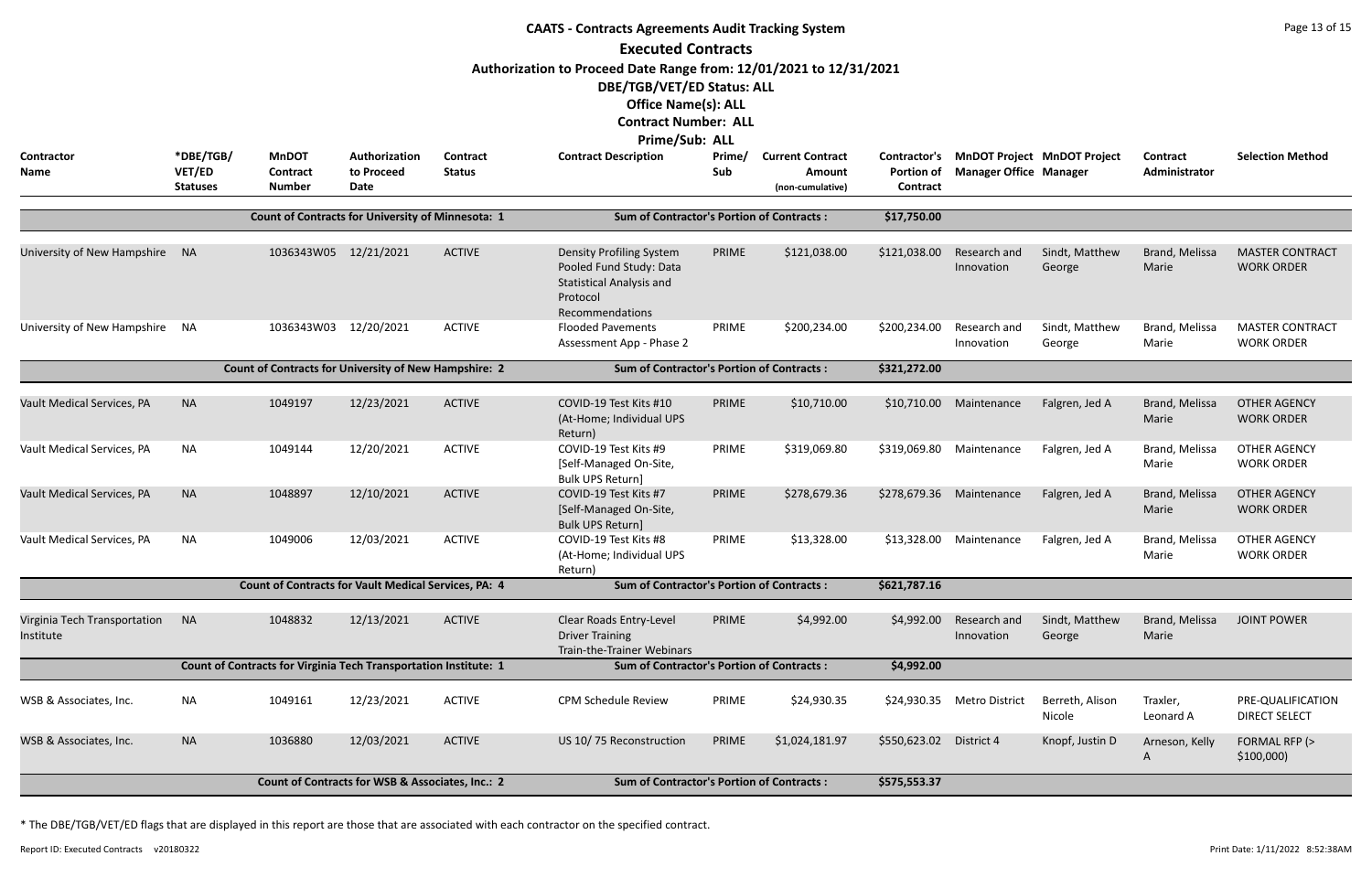# CAATS - Contracts Agreements Audit Tracking System

## Executed Contracts

**Authorization to Proceed Date Range from: 12/01/2021 to 12/31/2021**

**DBE/TGB/VET/ED Status: ALL**

**Office Name(s): ALL**

**Contract Number: ALL**

**Prime/Sub: ALL**

| Contractor Name | *DBE/TGB/ VET/ED Statuses | MnDOT Contract Number | Authorization to Proceed Date | Contract Status | Contract Description | Prime/ Sub | Current Contract Amount (non-cumulative) | Contractor's Portion of Contract | MnDOT Project Manager Office | MnDOT Project Manager | Contract Administrator | Selection Method |
|---|---|---|---|---|---|---|---|---|---|---|---|---|
| | | **Count of Contracts for University of Minnesota: 1** | | | **Sum of Contractor's Portion of Contracts :** | | | **$17,750.00** | | | | |
| University of New Hampshire | NA | 1036343W05 | 12/21/2021 | ACTIVE | Density Profiling System Pooled Fund Study: Data Statistical Analysis and Protocol Recommendations | PRIME | $121,038.00 | $121,038.00 | Research and Innovation | Sindt, Matthew George | Brand, Melissa Marie | MASTER CONTRACT WORK ORDER |
| University of New Hampshire | NA | 1036343W03 | 12/20/2021 | ACTIVE | Flooded Pavements Assessment App - Phase 2 | PRIME | $200,234.00 | $200,234.00 | Research and Innovation | Sindt, Matthew George | Brand, Melissa Marie | MASTER CONTRACT WORK ORDER |
| | | **Count of Contracts for University of New Hampshire: 2** | | | **Sum of Contractor's Portion of Contracts :** | | | **$321,272.00** | | | | |
| Vault Medical Services, PA | NA | 1049197 | 12/23/2021 | ACTIVE | COVID-19 Test Kits #10 (At-Home; Individual UPS Return) | PRIME | $10,710.00 | $10,710.00 | Maintenance | Falgren, Jed A | Brand, Melissa Marie | OTHER AGENCY WORK ORDER |
| Vault Medical Services, PA | NA | 1049144 | 12/20/2021 | ACTIVE | COVID-19 Test Kits #9 [Self-Managed On-Site, Bulk UPS Return] | PRIME | $319,069.80 | $319,069.80 | Maintenance | Falgren, Jed A | Brand, Melissa Marie | OTHER AGENCY WORK ORDER |
| Vault Medical Services, PA | NA | 1048897 | 12/10/2021 | ACTIVE | COVID-19 Test Kits #7 [Self-Managed On-Site, Bulk UPS Return] | PRIME | $278,679.36 | $278,679.36 | Maintenance | Falgren, Jed A | Brand, Melissa Marie | OTHER AGENCY WORK ORDER |
| Vault Medical Services, PA | NA | 1049006 | 12/03/2021 | ACTIVE | COVID-19 Test Kits #8 (At-Home; Individual UPS Return) | PRIME | $13,328.00 | $13,328.00 | Maintenance | Falgren, Jed A | Brand, Melissa Marie | OTHER AGENCY WORK ORDER |
| | | **Count of Contracts for Vault Medical Services, PA: 4** | | | **Sum of Contractor's Portion of Contracts :** | | | **$621,787.16** | | | | |
| Virginia Tech Transportation Institute | NA | 1048832 | 12/13/2021 | ACTIVE | Clear Roads Entry-Level Driver Training Train-the-Trainer Webinars | PRIME | $4,992.00 | $4,992.00 | Research and Innovation | Sindt, Matthew George | Brand, Melissa Marie | JOINT POWER |
| | | **Count of Contracts for Virginia Tech Transportation Institute: 1** | | | **Sum of Contractor's Portion of Contracts :** | | | **$4,992.00** | | | | |
| WSB & Associates, Inc. | NA | 1049161 | 12/23/2021 | ACTIVE | CPM Schedule Review | PRIME | $24,930.35 | $24,930.35 | Metro District | Berreth, Alison Nicole | Traxler, Leonard A | PRE-QUALIFICATION DIRECT SELECT |
| WSB & Associates, Inc. | NA | 1036880 | 12/03/2021 | ACTIVE | US 10/ 75 Reconstruction | PRIME | $1,024,181.97 | $550,623.02 | District 4 | Knopf, Justin D | Arneson, Kelly A | FORMAL RFP (> $100,000) |
| | | **Count of Contracts for WSB & Associates, Inc.: 2** | | | **Sum of Contractor's Portion of Contracts :** | | | **$575,553.37** | | | | |

* The DBE/TGB/VET/ED flags that are displayed in this report are those that are associated with each contractor on the specified contract.

Report ID: Executed Contracts v20180322

Print Date: 1/11/2022 8:52:38AM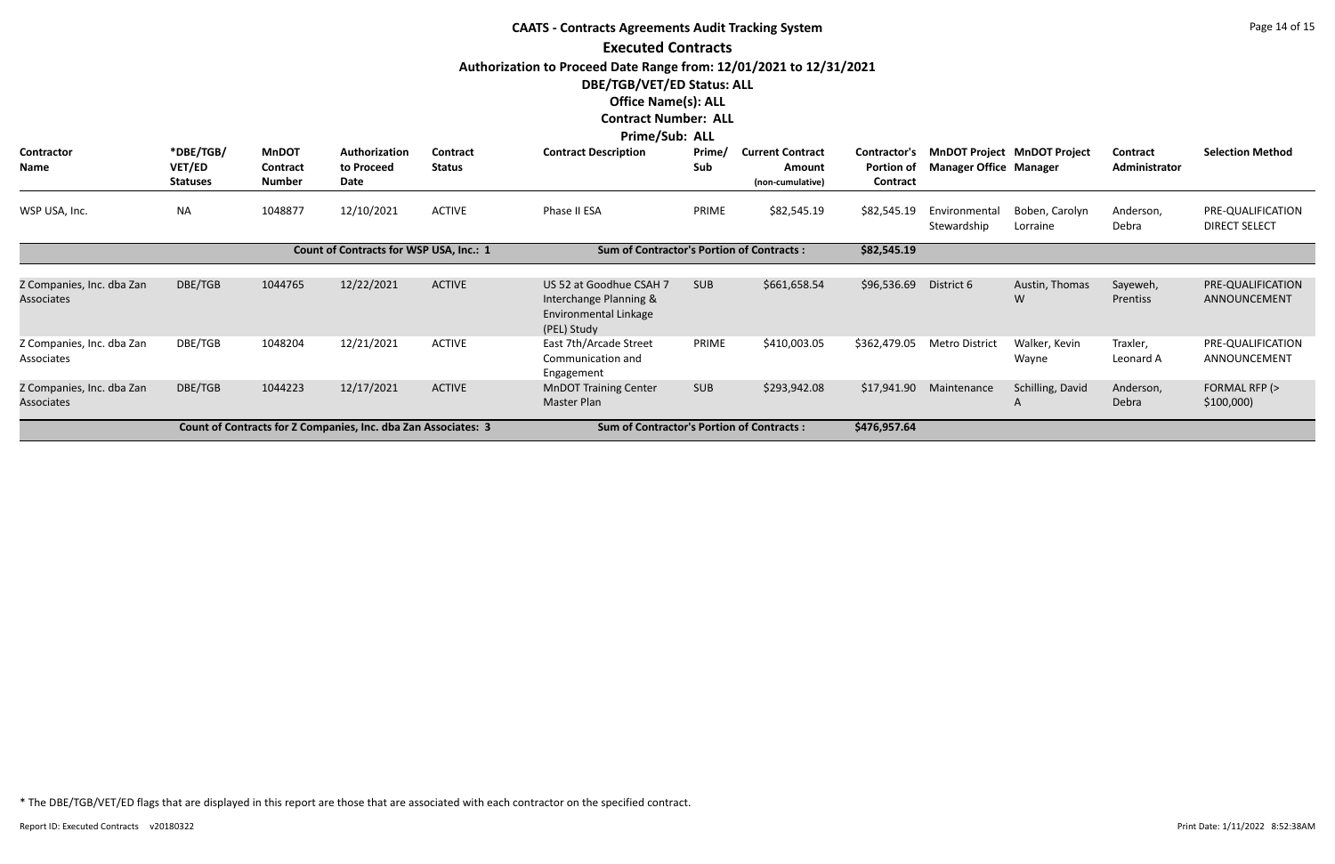# CAATS - Contracts Agreements Audit Tracking System

## Executed Contracts

**Authorization to Proceed Date Range from: 12/01/2021 to 12/31/2021**

**DBE/TGB/VET/ED Status: ALL**

**Office Name(s): ALL**

**Contract Number: ALL**

**Prime/Sub: ALL**

| Contractor Name | *DBE/TGB/VET/ED Statuses | MnDOT Contract Number | Authorization to Proceed Date | Contract Status | Contract Description | Prime/Sub | Current Contract Amount (non-cumulative) | Contractor's Portion of Contract | MnDOT Project Manager Office | MnDOT Project Manager | Contract Administrator | Selection Method |
|---|---|---|---|---|---|---|---|---|---|---|---|---|
| WSP USA, Inc. | NA | 1048877 | 12/10/2021 | ACTIVE | Phase II ESA | PRIME | $82,545.19 | $82,545.19 | Environmental Stewardship | Boben, Carolyn Lorraine | Anderson, Debra | PRE-QUALIFICATION DIRECT SELECT |
| | | Count of Contracts for WSP USA, Inc.: 1 | | | Sum of Contractor's Portion of Contracts : | | | $82,545.19 | | | | |
| Z Companies, Inc. dba Zan Associates | DBE/TGB | 1044765 | 12/22/2021 | ACTIVE | US 52 at Goodhue CSAH 7 Interchange Planning & Environmental Linkage (PEL) Study | SUB | $661,658.54 | $96,536.69 | District 6 | Austin, Thomas W | Sayeweh, Prentiss | PRE-QUALIFICATION ANNOUNCEMENT |
| Z Companies, Inc. dba Zan Associates | DBE/TGB | 1048204 | 12/21/2021 | ACTIVE | East 7th/Arcade Street Communication and Engagement | PRIME | $410,003.05 | $362,479.05 | Metro District | Walker, Kevin Wayne | Traxler, Leonard A | PRE-QUALIFICATION ANNOUNCEMENT |
| Z Companies, Inc. dba Zan Associates | DBE/TGB | 1044223 | 12/17/2021 | ACTIVE | MnDOT Training Center Master Plan | SUB | $293,942.08 | $17,941.90 | Maintenance | Schilling, David A | Anderson, Debra | FORMAL RFP (> $100,000) |
| | | Count of Contracts for Z Companies, Inc. dba Zan Associates: 3 | | | Sum of Contractor's Portion of Contracts : | | | $476,957.64 | | | | |

* The DBE/TGB/VET/ED flags that are displayed in this report are those that are associated with each contractor on the specified contract.

Report ID: Executed Contracts v20180322

Print Date: 1/11/2022 8:52:38AM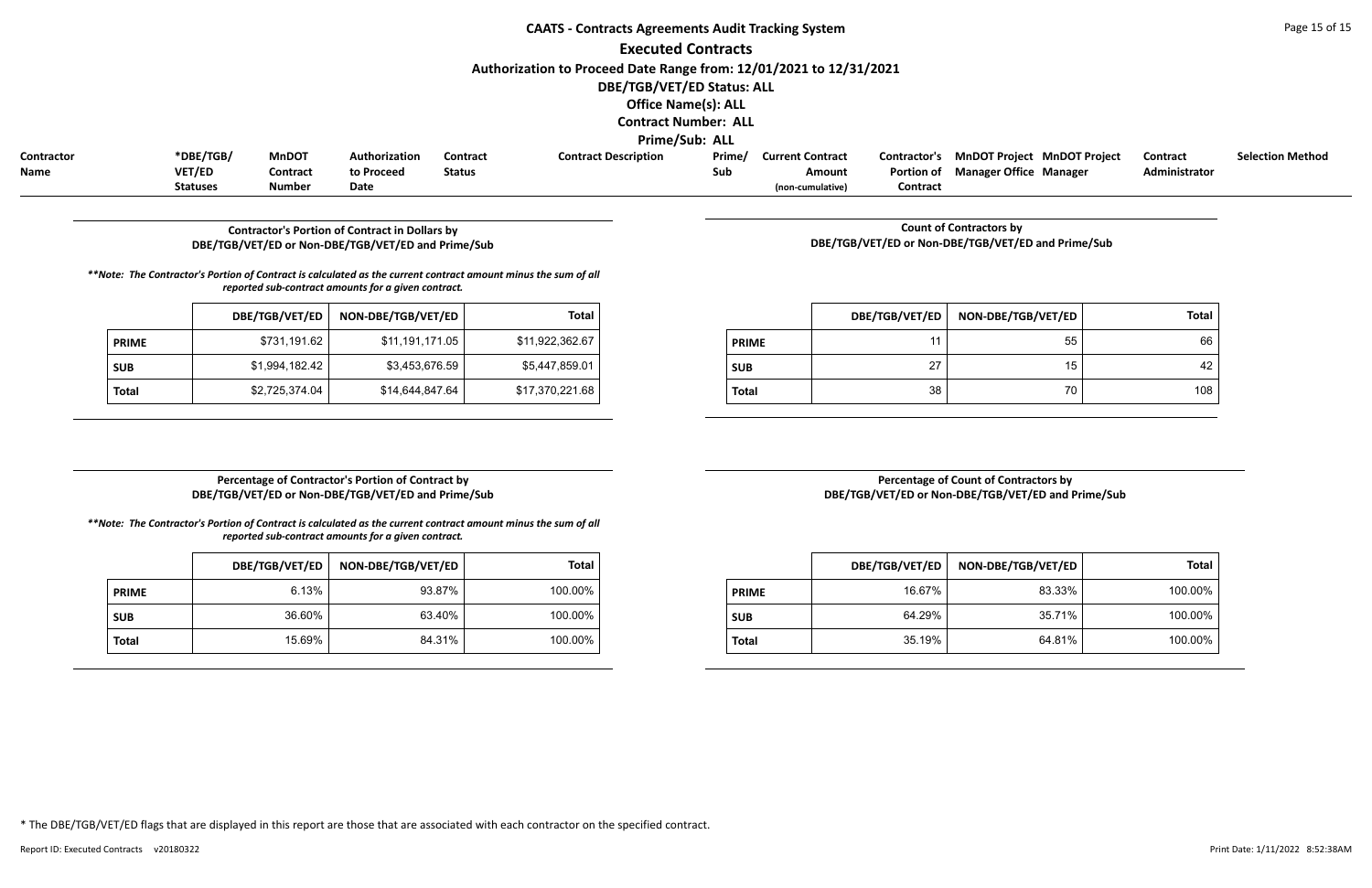# CAATS - Contracts Agreements Audit Tracking System

## Executed Contracts

**Authorization to Proceed Date Range from: 12/01/2021 to 12/31/2021**

**DBE/TGB/VET/ED Status: ALL**

**Office Name(s): ALL**

**Contract Number: ALL**

**Prime/Sub: ALL**

| Contractor Name | *DBE/TGB/ VET/ED Statuses | MnDOT Contract Number | Authorization to Proceed Date | Contract Status | Contract Description | Prime/ Sub | Current Contract Amount (non-cumulative) | Contractor's Portion of Contract | MnDOT Project Manager Office | MnDOT Project Manager | Contract Administrator | Selection Method |
|---|---|---|---|---|---|---|---|---|---|---|---|---|

### Contractor's Portion of Contract in Dollars by DBE/TGB/VET/ED or Non-DBE/TGB/VET/ED and Prime/Sub

***Note: The Contractor's Portion of Contract is calculated as the current contract amount minus the sum of all reported sub-contract amounts for a given contract.*

| | DBE/TGB/VET/ED | NON-DBE/TGB/VET/ED | Total |
|---|---|---|---|
| **PRIME** | $731,191.62 | $11,191,171.05 | $11,922,362.67 |
| **SUB** | $1,994,182.42 | $3,453,676.59 | $5,447,859.01 |
| **Total** | $2,725,374.04 | $14,644,847.64 | $17,370,221.68 |

### Count of Contractors by DBE/TGB/VET/ED or Non-DBE/TGB/VET/ED and Prime/Sub

| | DBE/TGB/VET/ED | NON-DBE/TGB/VET/ED | Total |
|---|---|---|---|
| **PRIME** | 11 | 55 | 66 |
| **SUB** | 27 | 15 | 42 |
| **Total** | 38 | 70 | 108 |

### Percentage of Contractor's Portion of Contract by DBE/TGB/VET/ED or Non-DBE/TGB/VET/ED and Prime/Sub

***Note: The Contractor's Portion of Contract is calculated as the current contract amount minus the sum of all reported sub-contract amounts for a given contract.*

| | DBE/TGB/VET/ED | NON-DBE/TGB/VET/ED | Total |
|---|---|---|---|
| **PRIME** | 6.13% | 93.87% | 100.00% |
| **SUB** | 36.60% | 63.40% | 100.00% |
| **Total** | 15.69% | 84.31% | 100.00% |

### Percentage of Count of Contractors by DBE/TGB/VET/ED or Non-DBE/TGB/VET/ED and Prime/Sub

| | DBE/TGB/VET/ED | NON-DBE/TGB/VET/ED | Total |
|---|---|---|---|
| **PRIME** | 16.67% | 83.33% | 100.00% |
| **SUB** | 64.29% | 35.71% | 100.00% |
| **Total** | 35.19% | 64.81% | 100.00% |

* The DBE/TGB/VET/ED flags that are displayed in this report are those that are associated with each contractor on the specified contract.

Report ID: Executed Contracts v20180322

Print Date: 1/11/2022 8:52:38AM